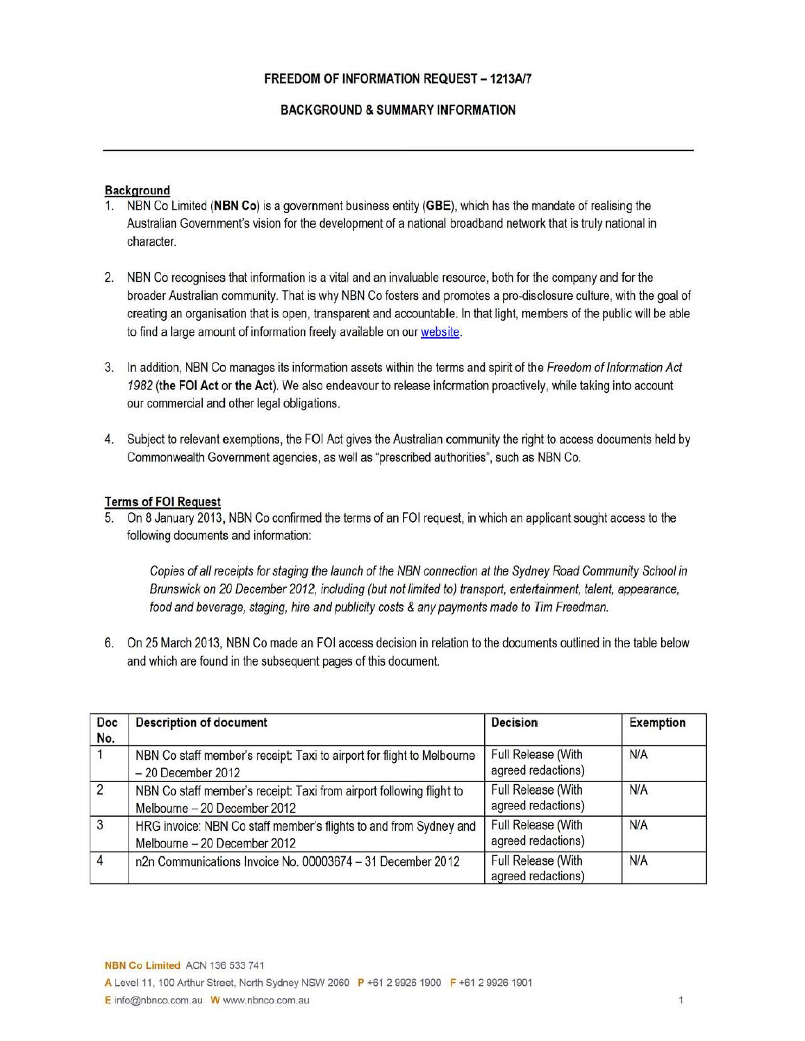# FREEDOM OF INFORMATION REQUEST – 1213A/7

## BACKGROUND & SUMMARY INFORMATION

---

### Background

1. NBN Co Limited (**NBN Co**) is a government business entity (**GBE**), which has the mandate of realising the Australian Government's vision for the development of a national broadband network that is truly national in character.

2. NBN Co recognises that information is a vital and an invaluable resource, both for the company and for the broader Australian community. That is why NBN Co fosters and promotes a pro-disclosure culture, with the goal of creating an organisation that is open, transparent and accountable. In that light, members of the public will be able to find a large amount of information freely available on our website.

3. In addition, NBN Co manages its information assets within the terms and spirit of the *Freedom of Information Act 1982* (**the FOI Act** or **the Act**). We also endeavour to release information proactively, while taking into account our commercial and other legal obligations.

4. Subject to relevant exemptions, the FOI Act gives the Australian community the right to access documents held by Commonwealth Government agencies, as well as "prescribed authorities", such as NBN Co.

### Terms of FOI Request

5. On 8 January 2013, NBN Co confirmed the terms of an FOI request, in which an applicant sought access to the following documents and information:

   *Copies of all receipts for staging the launch of the NBN connection at the Sydney Road Community School in Brunswick on 20 December 2012, including (but not limited to) transport, entertainment, talent, appearance, food and beverage, staging, hire and publicity costs & any payments made to Tim Freedman.*

6. On 25 March 2013, NBN Co made an FOI access decision in relation to the documents outlined in the table below and which are found in the subsequent pages of this document.

| Doc No. | Description of document | Decision | Exemption |
|---|---|---|---|
| 1 | NBN Co staff member's receipt: Taxi to airport for flight to Melbourne – 20 December 2012 | Full Release (With agreed redactions) | N/A |
| 2 | NBN Co staff member's receipt: Taxi from airport following flight to Melbourne – 20 December 2012 | Full Release (With agreed redactions) | N/A |
| 3 | HRG invoice: NBN Co staff member's flights to and from Sydney and Melbourne – 20 December 2012 | Full Release (With agreed redactions) | N/A |
| 4 | n2n Communications Invoice No. 00003674 – 31 December 2012 | Full Release (With agreed redactions) | N/A |

**NBN Co Limited** ACN 136 533 741

**A** Level 11, 100 Arthur Street, North Sydney NSW 2060 **P** +61 2 9926 1900 **F** +61 2 9926 1901

**E** info@nbnco.com.au **W** www.nbnco.com.au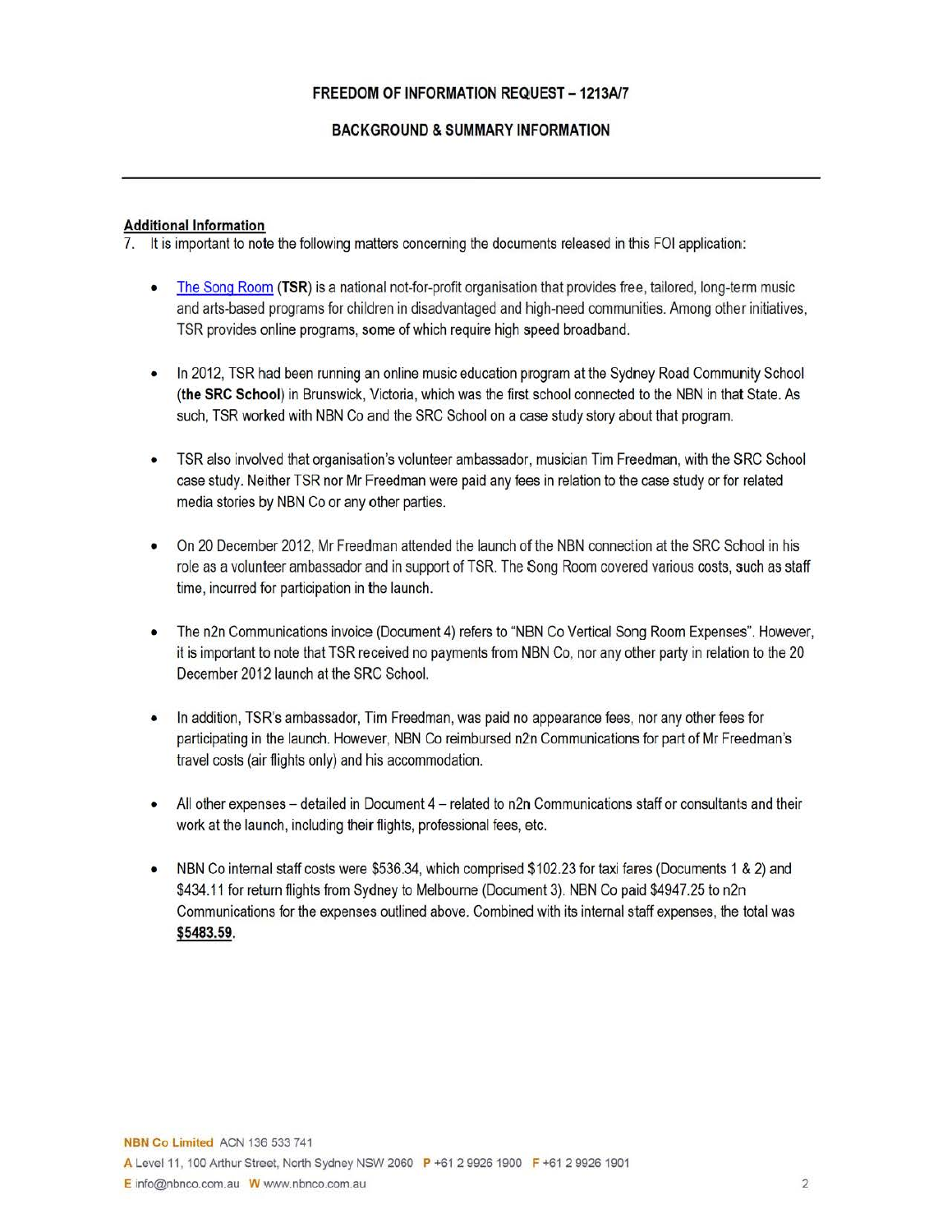**FREEDOM OF INFORMATION REQUEST – 1213A/7**

**BACKGROUND & SUMMARY INFORMATION**

---

**Additional Information**

7. It is important to note the following matters concerning the documents released in this FOI application:

- The Song Room (**TSR**) is a national not-for-profit organisation that provides free, tailored, long-term music and arts-based programs for children in disadvantaged and high-need communities. Among other initiatives, TSR provides online programs, some of which require high speed broadband.

- In 2012, TSR had been running an online music education program at the Sydney Road Community School (**the SRC School**) in Brunswick, Victoria, which was the first school connected to the NBN in that State. As such, TSR worked with NBN Co and the SRC School on a case study story about that program.

- TSR also involved that organisation's volunteer ambassador, musician Tim Freedman, with the SRC School case study. Neither TSR nor Mr Freedman were paid any fees in relation to the case study or for related media stories by NBN Co or any other parties.

- On 20 December 2012, Mr Freedman attended the launch of the NBN connection at the SRC School in his role as a volunteer ambassador and in support of TSR. The Song Room covered various costs, such as staff time, incurred for participation in the launch.

- The n2n Communications invoice (Document 4) refers to "NBN Co Vertical Song Room Expenses". However, it is important to note that TSR received no payments from NBN Co, nor any other party in relation to the 20 December 2012 launch at the SRC School.

- In addition, TSR's ambassador, Tim Freedman, was paid no appearance fees, nor any other fees for participating in the launch. However, NBN Co reimbursed n2n Communications for part of Mr Freedman's travel costs (air flights only) and his accommodation.

- All other expenses – detailed in Document 4 – related to n2n Communications staff or consultants and their work at the launch, including their flights, professional fees, etc.

- NBN Co internal staff costs were $536.34, which comprised $102.23 for taxi fares (Documents 1 & 2) and $434.11 for return flights from Sydney to Melbourne (Document 3). NBN Co paid $4947.25 to n2n Communications for the expenses outlined above. Combined with its internal staff expenses, the total was **$5483.59**.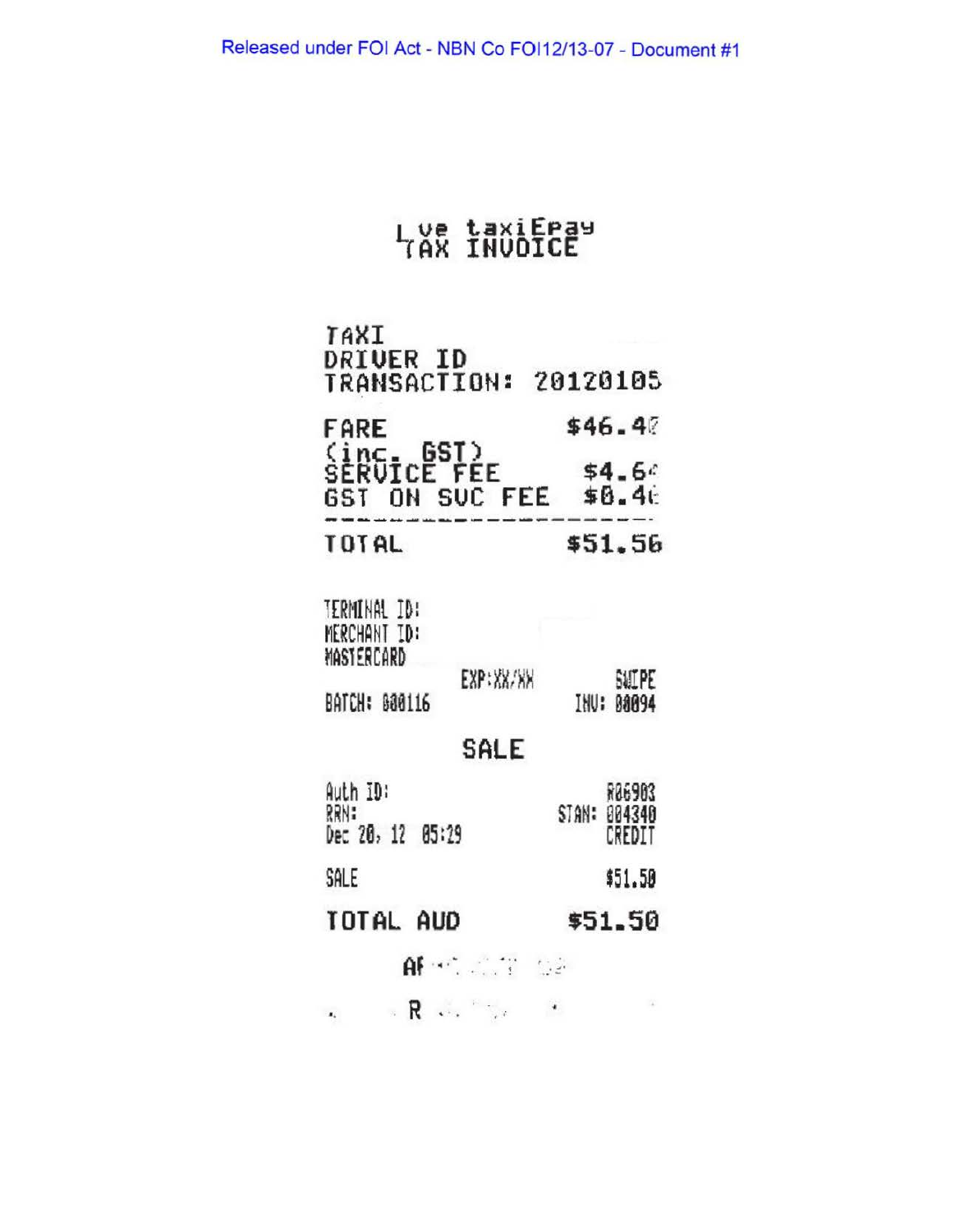Released under FOI Act - NBN Co FOI12/13-07 - Document #1

Live taxiEpay
TAX INVOICE

TAXI
DRIVER ID
TRANSACTION: 20120105

| | |
|---|---|
| FARE (inc. GST) | $46.40 |
| SERVICE FEE | $4.64 |
| GST ON SVC FEE | $0.46 |
| TOTAL | $51.56 |

TERMINAL ID:
MERCHANT ID:
MASTERCARD

EXP:XX/XX SWIPE

BATCH: 000116 INV: 00094

SALE

Auth ID: R06903
RRN: STAN: 004340
Dec 20, 12 05:29 CREDIT

| | |
|---|---|
| SALE | $51.50 |
| TOTAL AUD | $51.50 |

AF

R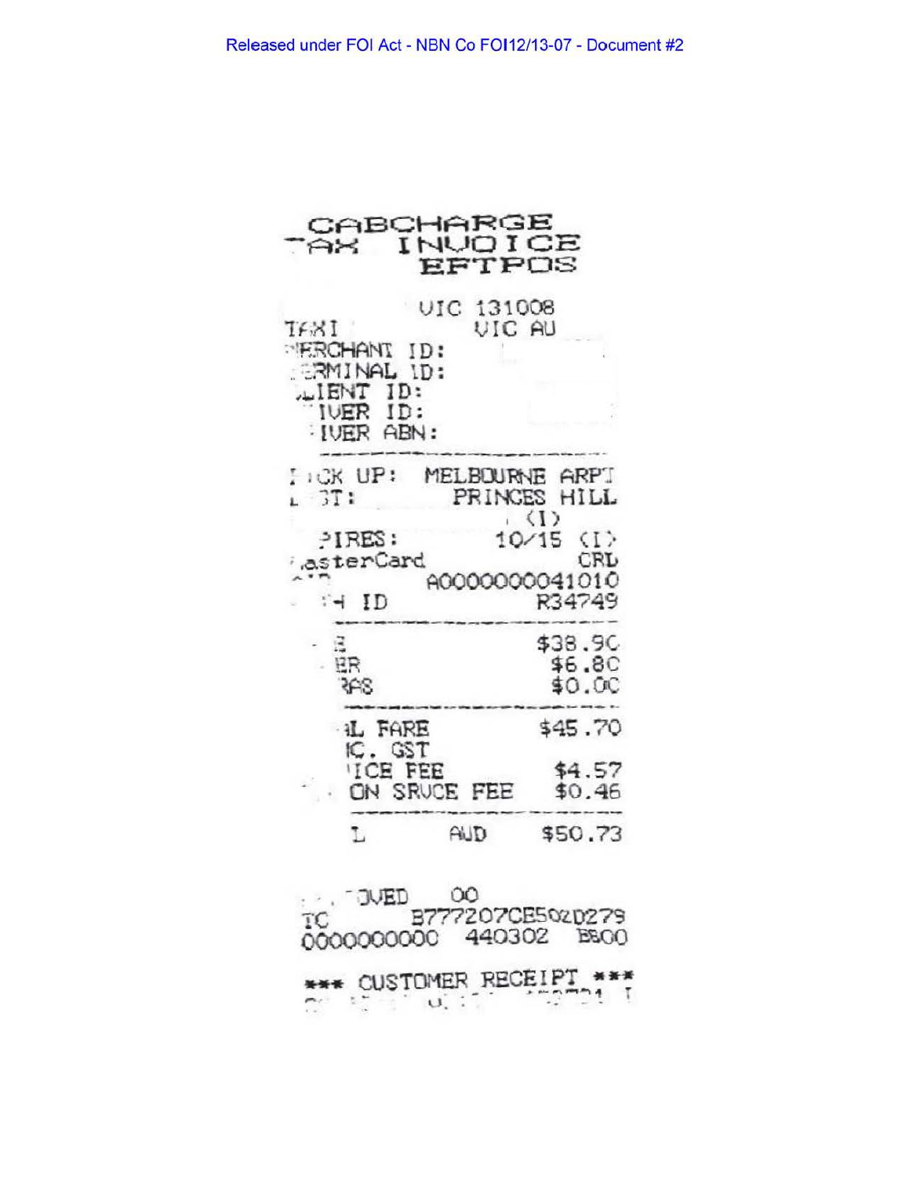Released under FOI Act - NBN Co FOI12/13-07 - Document #2

CABCHARGE
TAX INVOICE
EFTPOS

VIC 131008

TAXI VIC AU

MERCHANT ID:
TERMINAL ID:
CLIENT ID:
DRIVER ID:
DRIVER ABN:

PICK UP: MELBOURNE ARPT
DEST: PRINCES HILL
(I)
EXPIRES: 10/15 (I)
MasterCard CRD
AID A0000000041010
TECH ID R34749

| | |
|---|---|
| FARE | $38.90 |
| OTHER | $6.80 |
| EXTRAS | $0.00 |
| TOTAL FARE | $45.70 |
| INC. GST | |
| SERVICE FEE | $4.57 |
| GST ON SRVCE FEE | $0.46 |
| TOTAL AUD | $50.73 |

APPROVED 00
TC B777207CE502D279
0000000000 440302 E800

*** CUSTOMER RECEIPT ***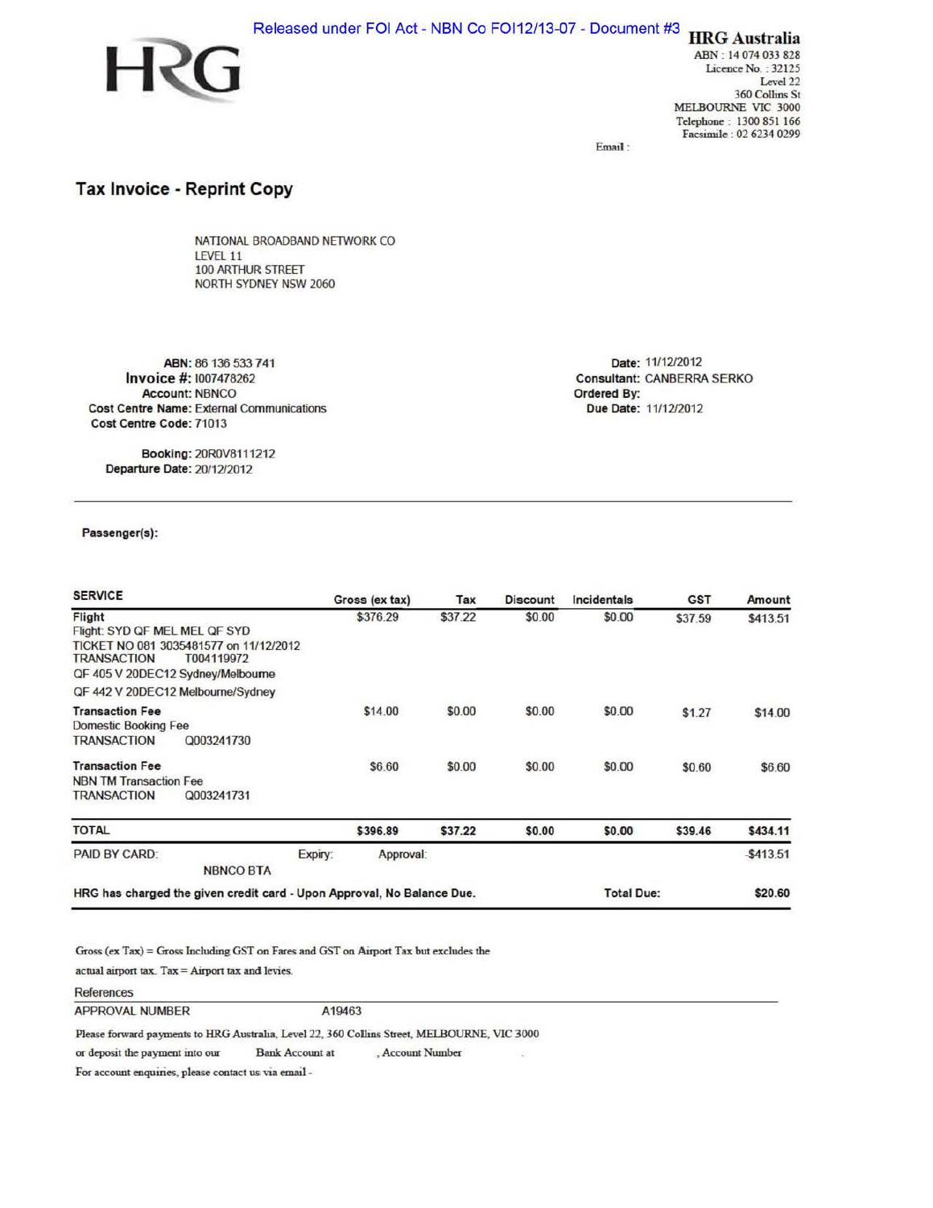Released under FOI Act - NBN Co FOI12/13-07 - Document #3

**HRG Australia**
ABN : 14 074 033 828
Licence No. : 32125
Level 22
360 Collins St
MELBOURNE VIC 3000
Telephone : 1300 851 166
Facsimile : 02 6234 0299

Email :

## Tax Invoice - Reprint Copy

NATIONAL BROADBAND NETWORK CO
LEVEL 11
100 ARTHUR STREET
NORTH SYDNEY NSW 2060

**ABN:** 86 136 533 741
**Invoice #:** I007478262
**Account:** NBNCO
**Cost Centre Name:** External Communications
**Cost Centre Code:** 71013

**Booking:** 20R0V8111212
**Departure Date:** 20/12/2012

**Date:** 11/12/2012
**Consultant:** CANBERRA SERKO
**Ordered By:**
**Due Date:** 11/12/2012

**Passenger(s):**

| SERVICE | Gross (ex tax) | Tax | Discount | Incidentals | GST | Amount |
|---|---|---|---|---|---|---|
| **Flight**<br>Flight: SYD QF MEL MEL QF SYD<br>TICKET NO 081 3035481577 on 11/12/2012<br>TRANSACTION T004119972<br>QF 405 V 20DEC12 Sydney/Melbourne<br>QF 442 V 20DEC12 Melbourne/Sydney | $376.29 | $37.22 | $0.00 | $0.00 | $37.59 | $413.51 |
| **Transaction Fee**<br>Domestic Booking Fee<br>TRANSACTION Q003241730 | $14.00 | $0.00 | $0.00 | $0.00 | $1.27 | $14.00 |
| **Transaction Fee**<br>NBN TM Transaction Fee<br>TRANSACTION Q003241731 | $6.60 | $0.00 | $0.00 | $0.00 | $0.60 | $6.60 |
| **TOTAL** | **$396.89** | **$37.22** | **$0.00** | **$0.00** | **$39.46** | **$434.11** |
| PAID BY CARD: NBNCO BTA | Expiry: | Approval: | | | | -$413.51 |
| **HRG has charged the given credit card - Upon Approval, No Balance Due.** | | | | **Total Due:** | | **$20.60** |

Gross (ex Tax) = Gross Including GST on Fares and GST on Airport Tax but excludes the actual airport tax. Tax = Airport tax and levies.

References

| APPROVAL NUMBER | A19463 |
|---|---|

Please forward payments to HRG Australia, Level 22, 360 Collins Street, MELBOURNE, VIC 3000 or deposit the payment into our Bank Account at , Account Number .

For account enquiries, please contact us via email -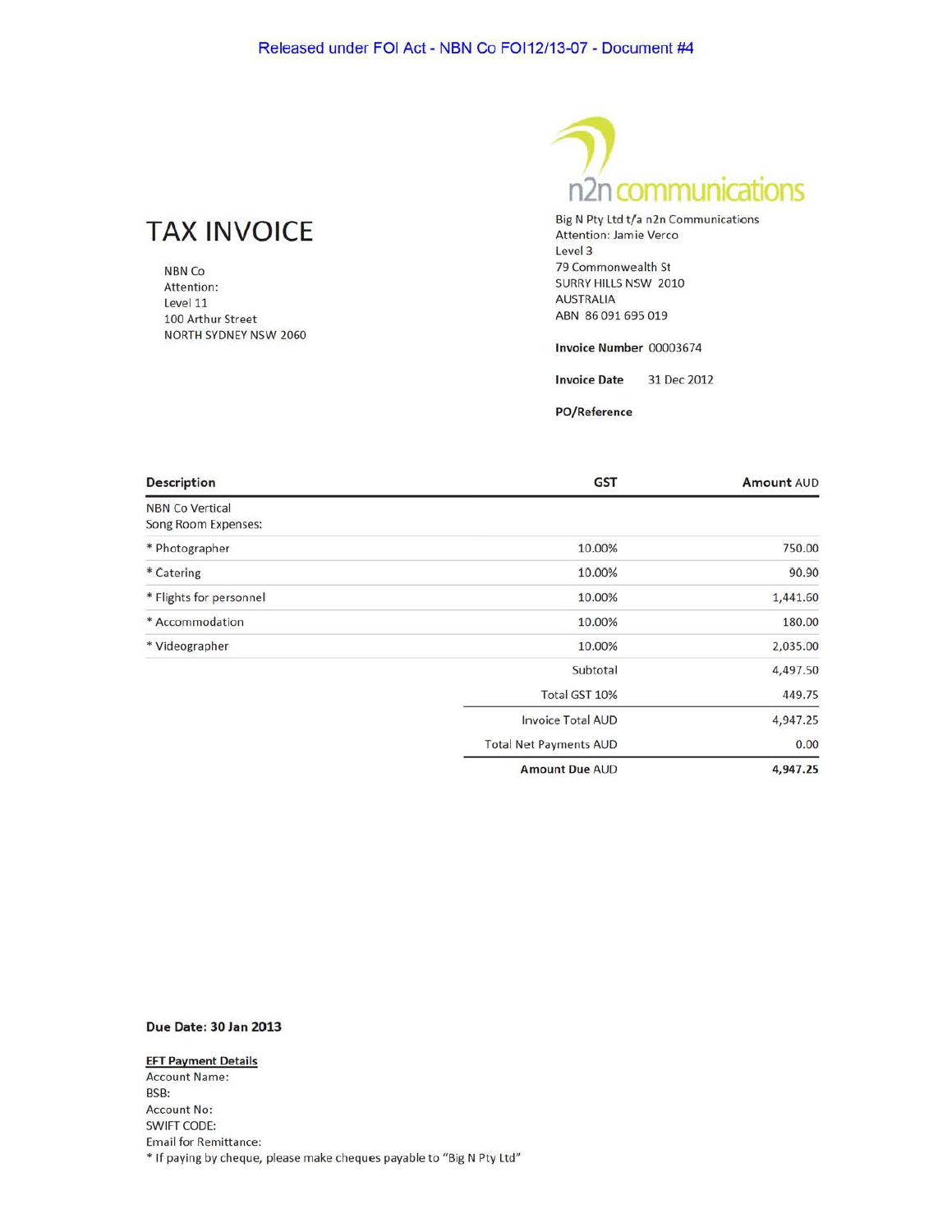Released under FOI Act - NBN Co FOI12/13-07 - Document #4

n2n communications

# TAX INVOICE

NBN Co
Attention:
Level 11
100 Arthur Street
NORTH SYDNEY NSW 2060

Big N Pty Ltd t/a n2n Communications
Attention: Jamie Verco
Level 3
79 Commonwealth St
SURRY HILLS NSW 2010
AUSTRALIA
ABN 86 091 695 019

**Invoice Number** 00003674

**Invoice Date** 31 Dec 2012

**PO/Reference**

| **Description** | **GST** | **Amount** AUD |
|---|---|---|
| NBN Co Vertical<br>Song Room Expenses: | | |
| * Photographer | 10.00% | 750.00 |
| * Catering | 10.00% | 90.90 |
| * Flights for personnel | 10.00% | 1,441.60 |
| * Accommodation | 10.00% | 180.00 |
| * Videographer | 10.00% | 2,035.00 |
| | Subtotal | 4,497.50 |
| | Total GST 10% | 449.75 |
| | Invoice Total AUD | 4,947.25 |
| | Total Net Payments AUD | 0.00 |
| | **Amount Due** AUD | **4,947.25** |

**Due Date: 30 Jan 2013**

**EFT Payment Details**
Account Name:
BSB:
Account No:
SWIFT CODE:
Email for Remittance:
* If paying by cheque, please make cheques payable to "Big N Pty Ltd"